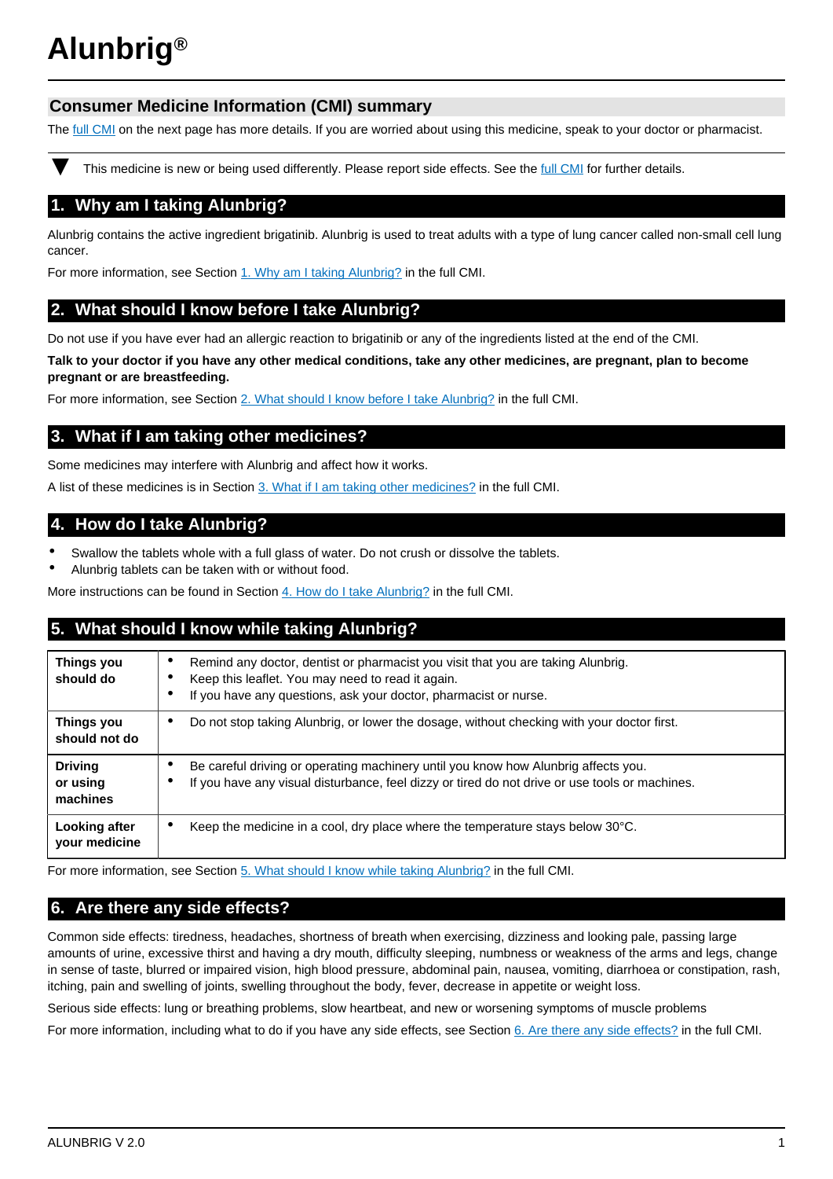# Alunbrig®

## Consumer Medicine Information (CMI) summary

The full CMI on the next page has more details. If you are worried about using this medicine, speak to your doctor or pharmacist.

▼ This medicine is new or being used differently. Please report side effects. See the full CMI for further details.

## 1. Why am I taking Alunbrig?

Alunbrig contains the active ingredient brigatinib. Alunbrig is used to treat adults with a type of lung cancer called non-small cell lung cancer.

For more information, see Section 1. Why am I taking Alunbrig? in the full CMI.

## 2. What should I know before I take Alunbrig?

Do not use if you have ever had an allergic reaction to brigatinib or any of the ingredients listed at the end of the CMI.

**Talk to your doctor if you have any other medical conditions, take any other medicines, are pregnant, plan to become pregnant or are breastfeeding.**

For more information, see Section 2. What should I know before I take Alunbrig? in the full CMI.

## 3. What if I am taking other medicines?

Some medicines may interfere with Alunbrig and affect how it works.

A list of these medicines is in Section 3. What if I am taking other medicines? in the full CMI.

## 4. How do I take Alunbrig?

- Swallow the tablets whole with a full glass of water. Do not crush or dissolve the tablets.
- Alunbrig tablets can be taken with or without food.

More instructions can be found in Section 4. How do I take Alunbrig? in the full CMI.

## 5. What should I know while taking Alunbrig?

| | |
|---|---|
| **Things you should do** | • Remind any doctor, dentist or pharmacist you visit that you are taking Alunbrig.<br>• Keep this leaflet. You may need to read it again.<br>• If you have any questions, ask your doctor, pharmacist or nurse. |
| **Things you should not do** | • Do not stop taking Alunbrig, or lower the dosage, without checking with your doctor first. |
| **Driving or using machines** | • Be careful driving or operating machinery until you know how Alunbrig affects you.<br>• If you have any visual disturbance, feel dizzy or tired do not drive or use tools or machines. |
| **Looking after your medicine** | • Keep the medicine in a cool, dry place where the temperature stays below 30°C. |

For more information, see Section 5. What should I know while taking Alunbrig? in the full CMI.

## 6. Are there any side effects?

Common side effects: tiredness, headaches, shortness of breath when exercising, dizziness and looking pale, passing large amounts of urine, excessive thirst and having a dry mouth, difficulty sleeping, numbness or weakness of the arms and legs, change in sense of taste, blurred or impaired vision, high blood pressure, abdominal pain, nausea, vomiting, diarrhoea or constipation, rash, itching, pain and swelling of joints, swelling throughout the body, fever, decrease in appetite or weight loss.

Serious side effects: lung or breathing problems, slow heartbeat, and new or worsening symptoms of muscle problems

For more information, including what to do if you have any side effects, see Section 6. Are there any side effects? in the full CMI.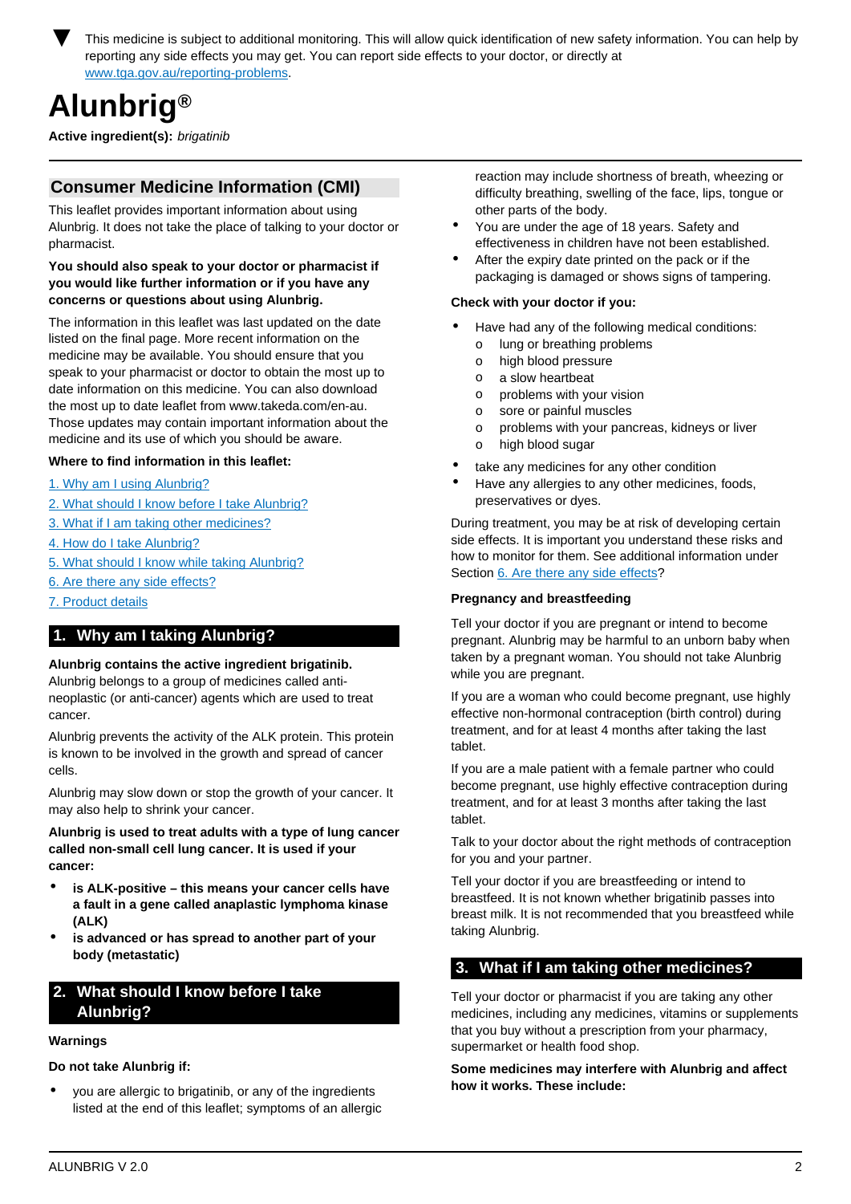▼ This medicine is subject to additional monitoring. This will allow quick identification of new safety information. You can help by reporting any side effects you may get. You can report side effects to your doctor, or directly at www.tga.gov.au/reporting-problems.

# Alunbrig®

**Active ingredient(s):** *brigatinib*

## Consumer Medicine Information (CMI)

This leaflet provides important information about using Alunbrig. It does not take the place of talking to your doctor or pharmacist.

**You should also speak to your doctor or pharmacist if you would like further information or if you have any concerns or questions about using Alunbrig.**

The information in this leaflet was last updated on the date listed on the final page. More recent information on the medicine may be available. You should ensure that you speak to your pharmacist or doctor to obtain the most up to date information on this medicine. You can also download the most up to date leaflet from www.takeda.com/en-au. Those updates may contain important information about the medicine and its use of which you should be aware.

**Where to find information in this leaflet:**

1. Why am I using Alunbrig?
2. What should I know before I take Alunbrig?
3. What if I am taking other medicines?
4. How do I take Alunbrig?
5. What should I know while taking Alunbrig?
6. Are there any side effects?
7. Product details

## 1. Why am I taking Alunbrig?

**Alunbrig contains the active ingredient brigatinib.** Alunbrig belongs to a group of medicines called anti-neoplastic (or anti-cancer) agents which are used to treat cancer.

Alunbrig prevents the activity of the ALK protein. This protein is known to be involved in the growth and spread of cancer cells.

Alunbrig may slow down or stop the growth of your cancer. It may also help to shrink your cancer.

**Alunbrig is used to treat adults with a type of lung cancer called non-small cell lung cancer. It is used if your cancer:**

- **is ALK-positive – this means your cancer cells have a fault in a gene called anaplastic lymphoma kinase (ALK)**
- **is advanced or has spread to another part of your body (metastatic)**

## 2. What should I know before I take Alunbrig?

**Warnings**

**Do not take Alunbrig if:**

- you are allergic to brigatinib, or any of the ingredients listed at the end of this leaflet; symptoms of an allergic reaction may include shortness of breath, wheezing or difficulty breathing, swelling of the face, lips, tongue or other parts of the body.
- You are under the age of 18 years. Safety and effectiveness in children have not been established.
- After the expiry date printed on the pack or if the packaging is damaged or shows signs of tampering.

**Check with your doctor if you:**

- Have had any of the following medical conditions:
  - lung or breathing problems
  - high blood pressure
  - a slow heartbeat
  - problems with your vision
  - sore or painful muscles
  - problems with your pancreas, kidneys or liver
  - high blood sugar
- take any medicines for any other condition
- Have any allergies to any other medicines, foods, preservatives or dyes.

During treatment, you may be at risk of developing certain side effects. It is important you understand these risks and how to monitor for them. See additional information under Section 6. Are there any side effects?

**Pregnancy and breastfeeding**

Tell your doctor if you are pregnant or intend to become pregnant. Alunbrig may be harmful to an unborn baby when taken by a pregnant woman. You should not take Alunbrig while you are pregnant.

If you are a woman who could become pregnant, use highly effective non-hormonal contraception (birth control) during treatment, and for at least 4 months after taking the last tablet.

If you are a male patient with a female partner who could become pregnant, use highly effective contraception during treatment, and for at least 3 months after taking the last tablet.

Talk to your doctor about the right methods of contraception for you and your partner.

Tell your doctor if you are breastfeeding or intend to breastfeed. It is not known whether brigatinib passes into breast milk. It is not recommended that you breastfeed while taking Alunbrig.

## 3. What if I am taking other medicines?

Tell your doctor or pharmacist if you are taking any other medicines, including any medicines, vitamins or supplements that you buy without a prescription from your pharmacy, supermarket or health food shop.

**Some medicines may interfere with Alunbrig and affect how it works. These include:**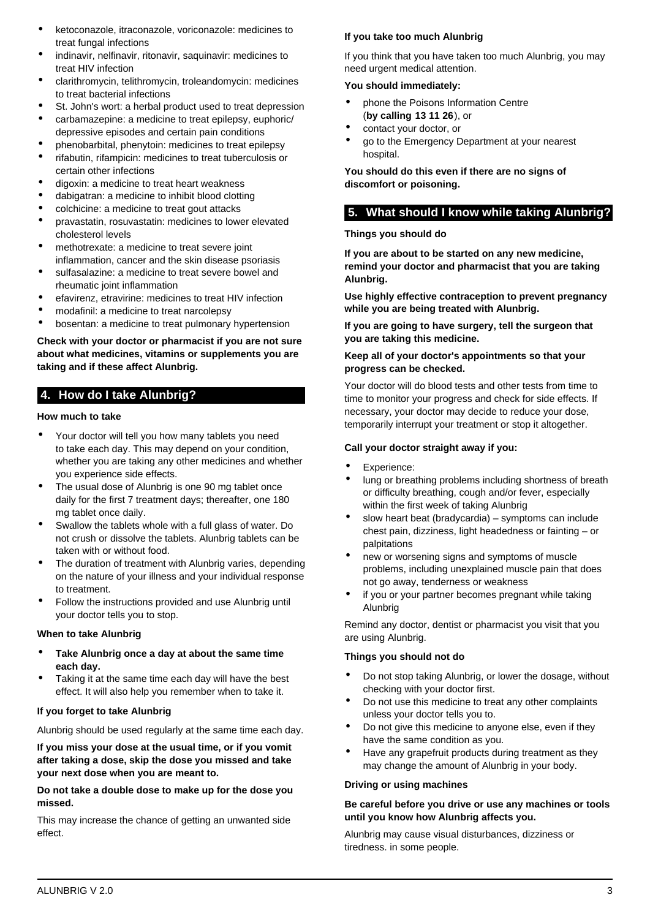- ketoconazole, itraconazole, voriconazole: medicines to treat fungal infections
- indinavir, nelfinavir, ritonavir, saquinavir: medicines to treat HIV infection
- clarithromycin, telithromycin, troleandomycin: medicines to treat bacterial infections
- St. John's wort: a herbal product used to treat depression
- carbamazepine: a medicine to treat epilepsy, euphoric/depressive episodes and certain pain conditions
- phenobarbital, phenytoin: medicines to treat epilepsy
- rifabutin, rifampicin: medicines to treat tuberculosis or certain other infections
- digoxin: a medicine to treat heart weakness
- dabigatran: a medicine to inhibit blood clotting
- colchicine: a medicine to treat gout attacks
- pravastatin, rosuvastatin: medicines to lower elevated cholesterol levels
- methotrexate: a medicine to treat severe joint inflammation, cancer and the skin disease psoriasis
- sulfasalazine: a medicine to treat severe bowel and rheumatic joint inflammation
- efavirenz, etravirine: medicines to treat HIV infection
- modafinil: a medicine to treat narcolepsy
- bosentan: a medicine to treat pulmonary hypertension

**Check with your doctor or pharmacist if you are not sure about what medicines, vitamins or supplements you are taking and if these affect Alunbrig.**

## 4. How do I take Alunbrig?

### How much to take

- Your doctor will tell you how many tablets you need to take each day. This may depend on your condition, whether you are taking any other medicines and whether you experience side effects.
- The usual dose of Alunbrig is one 90 mg tablet once daily for the first 7 treatment days; thereafter, one 180 mg tablet once daily.
- Swallow the tablets whole with a full glass of water. Do not crush or dissolve the tablets. Alunbrig tablets can be taken with or without food.
- The duration of treatment with Alunbrig varies, depending on the nature of your illness and your individual response to treatment.
- Follow the instructions provided and use Alunbrig until your doctor tells you to stop.

### When to take Alunbrig

- **Take Alunbrig once a day at about the same time each day.**
- Taking it at the same time each day will have the best effect. It will also help you remember when to take it.

### If you forget to take Alunbrig

Alunbrig should be used regularly at the same time each day.

**If you miss your dose at the usual time, or if you vomit after taking a dose, skip the dose you missed and take your next dose when you are meant to.**

**Do not take a double dose to make up for the dose you missed.**

This may increase the chance of getting an unwanted side effect.

### If you take too much Alunbrig

If you think that you have taken too much Alunbrig, you may need urgent medical attention.

**You should immediately:**

- phone the Poisons Information Centre (**by calling 13 11 26**), or
- contact your doctor, or
- go to the Emergency Department at your nearest hospital.

**You should do this even if there are no signs of discomfort or poisoning.**

## 5. What should I know while taking Alunbrig?

### Things you should do

**If you are about to be started on any new medicine, remind your doctor and pharmacist that you are taking Alunbrig.**

**Use highly effective contraception to prevent pregnancy while you are being treated with Alunbrig.**

**If you are going to have surgery, tell the surgeon that you are taking this medicine.**

**Keep all of your doctor's appointments so that your progress can be checked.**

Your doctor will do blood tests and other tests from time to time to monitor your progress and check for side effects. If necessary, your doctor may decide to reduce your dose, temporarily interrupt your treatment or stop it altogether.

**Call your doctor straight away if you:**

- Experience:
- lung or breathing problems including shortness of breath or difficulty breathing, cough and/or fever, especially within the first week of taking Alunbrig
- slow heart beat (bradycardia) – symptoms can include chest pain, dizziness, light headedness or fainting – or palpitations
- new or worsening signs and symptoms of muscle problems, including unexplained muscle pain that does not go away, tenderness or weakness
- if you or your partner becomes pregnant while taking Alunbrig

Remind any doctor, dentist or pharmacist you visit that you are using Alunbrig.

### Things you should not do

- Do not stop taking Alunbrig, or lower the dosage, without checking with your doctor first.
- Do not use this medicine to treat any other complaints unless your doctor tells you to.
- Do not give this medicine to anyone else, even if they have the same condition as you.
- Have any grapefruit products during treatment as they may change the amount of Alunbrig in your body.

### Driving or using machines

**Be careful before you drive or use any machines or tools until you know how Alunbrig affects you.**

Alunbrig may cause visual disturbances, dizziness or tiredness. in some people.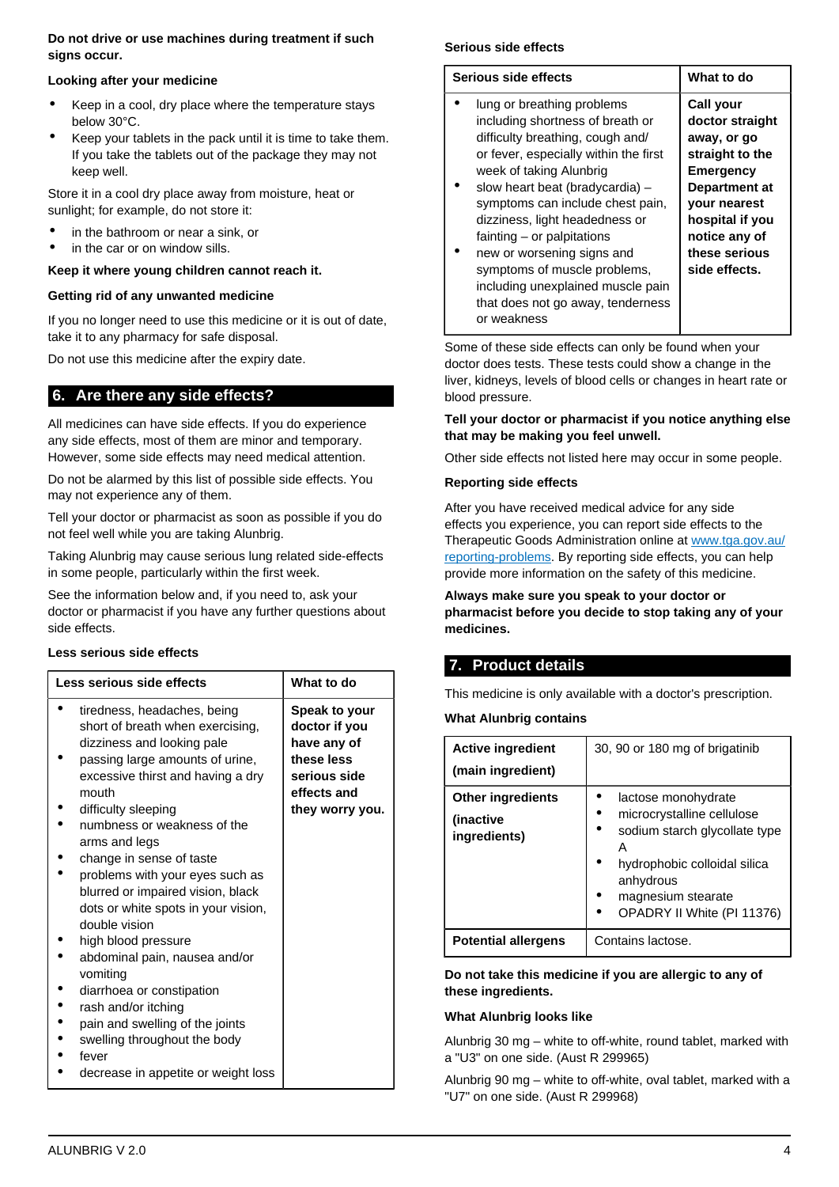**Do not drive or use machines during treatment if such signs occur.**

**Looking after your medicine**

- Keep in a cool, dry place where the temperature stays below 30°C.
- Keep your tablets in the pack until it is time to take them. If you take the tablets out of the package they may not keep well.

Store it in a cool dry place away from moisture, heat or sunlight; for example, do not store it:

- in the bathroom or near a sink, or
- in the car or on window sills.

**Keep it where young children cannot reach it.**

**Getting rid of any unwanted medicine**

If you no longer need to use this medicine or it is out of date, take it to any pharmacy for safe disposal.

Do not use this medicine after the expiry date.

## 6. Are there any side effects?

All medicines can have side effects. If you do experience any side effects, most of them are minor and temporary. However, some side effects may need medical attention.

Do not be alarmed by this list of possible side effects. You may not experience any of them.

Tell your doctor or pharmacist as soon as possible if you do not feel well while you are taking Alunbrig.

Taking Alunbrig may cause serious lung related side-effects in some people, particularly within the first week.

See the information below and, if you need to, ask your doctor or pharmacist if you have any further questions about side effects.

**Less serious side effects**

| Less serious side effects | What to do |
|---|---|
| • tiredness, headaches, being short of breath when exercising, dizziness and looking pale<br>• passing large amounts of urine, excessive thirst and having a dry mouth<br>• difficulty sleeping<br>• numbness or weakness of the arms and legs<br>• change in sense of taste<br>• problems with your eyes such as blurred or impaired vision, black dots or white spots in your vision, double vision<br>• high blood pressure<br>• abdominal pain, nausea and/or vomiting<br>• diarrhoea or constipation<br>• rash and/or itching<br>• pain and swelling of the joints<br>• swelling throughout the body<br>• fever<br>• decrease in appetite or weight loss | **Speak to your doctor if you have any of these less serious side effects and they worry you.** |

**Serious side effects**

| Serious side effects | What to do |
|---|---|
| • lung or breathing problems including shortness of breath or difficulty breathing, cough and/ or fever, especially within the first week of taking Alunbrig<br>• slow heart beat (bradycardia) – symptoms can include chest pain, dizziness, light headedness or fainting – or palpitations<br>• new or worsening signs and symptoms of muscle problems, including unexplained muscle pain that does not go away, tenderness or weakness | **Call your doctor straight away, or go straight to the Emergency Department at your nearest hospital if you notice any of these serious side effects.** |

Some of these side effects can only be found when your doctor does tests. These tests could show a change in the liver, kidneys, levels of blood cells or changes in heart rate or blood pressure.

**Tell your doctor or pharmacist if you notice anything else that may be making you feel unwell.**

Other side effects not listed here may occur in some people.

**Reporting side effects**

After you have received medical advice for any side effects you experience, you can report side effects to the Therapeutic Goods Administration online at www.tga.gov.au/reporting-problems. By reporting side effects, you can help provide more information on the safety of this medicine.

**Always make sure you speak to your doctor or pharmacist before you decide to stop taking any of your medicines.**

## 7. Product details

This medicine is only available with a doctor's prescription.

**What Alunbrig contains**

| | |
|---|---|
| **Active ingredient**<br>**(main ingredient)** | 30, 90 or 180 mg of brigatinib |
| **Other ingredients**<br>**(inactive ingredients)** | • lactose monohydrate<br>• microcrystalline cellulose<br>• sodium starch glycollate type A<br>• hydrophobic colloidal silica anhydrous<br>• magnesium stearate<br>• OPADRY II White (PI 11376) |
| **Potential allergens** | Contains lactose. |

**Do not take this medicine if you are allergic to any of these ingredients.**

**What Alunbrig looks like**

Alunbrig 30 mg – white to off-white, round tablet, marked with a "U3" on one side. (Aust R 299965)

Alunbrig 90 mg – white to off-white, oval tablet, marked with a "U7" on one side. (Aust R 299968)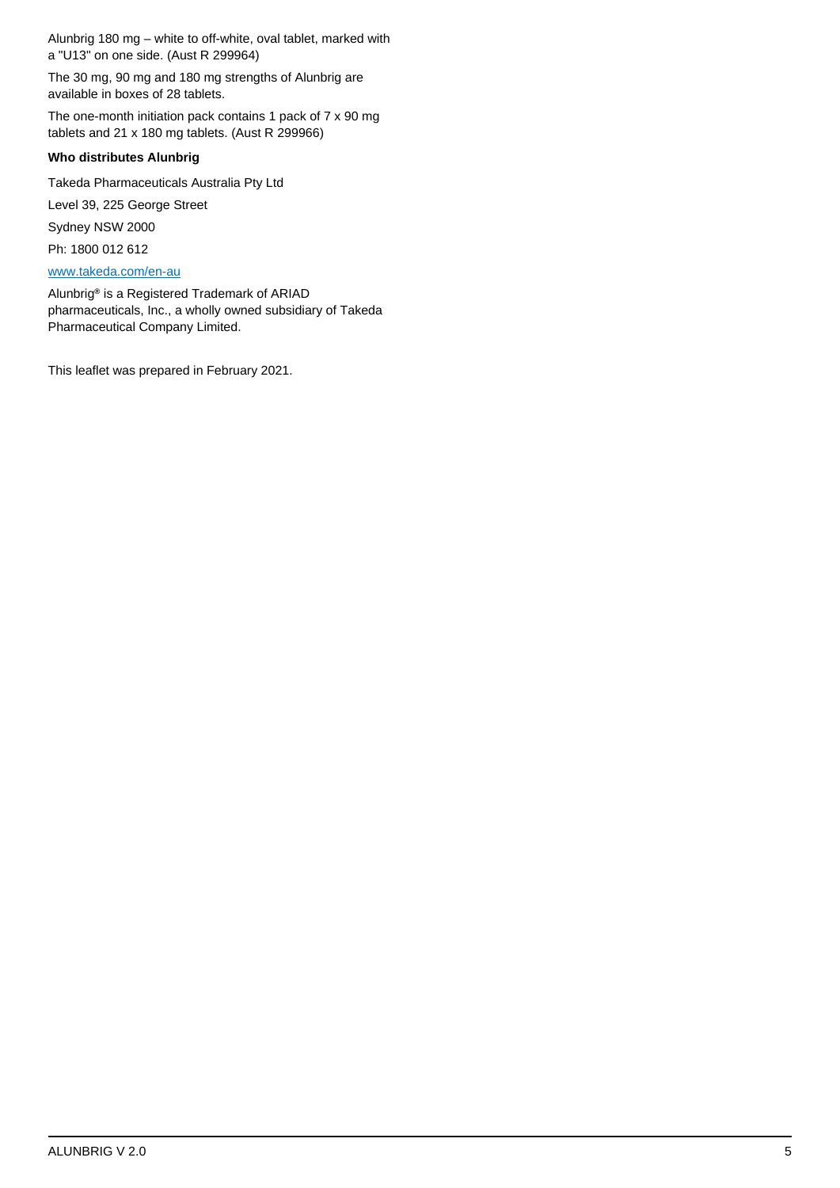Alunbrig 180 mg – white to off-white, oval tablet, marked with a "U13" on one side. (Aust R 299964)

The 30 mg, 90 mg and 180 mg strengths of Alunbrig are available in boxes of 28 tablets.

The one-month initiation pack contains 1 pack of 7 x 90 mg tablets and 21 x 180 mg tablets. (Aust R 299966)

**Who distributes Alunbrig**

Takeda Pharmaceuticals Australia Pty Ltd

Level 39, 225 George Street

Sydney NSW 2000

Ph: 1800 012 612

www.takeda.com/en-au

Alunbrig® is a Registered Trademark of ARIAD pharmaceuticals, Inc., a wholly owned subsidiary of Takeda Pharmaceutical Company Limited.

This leaflet was prepared in February 2021.